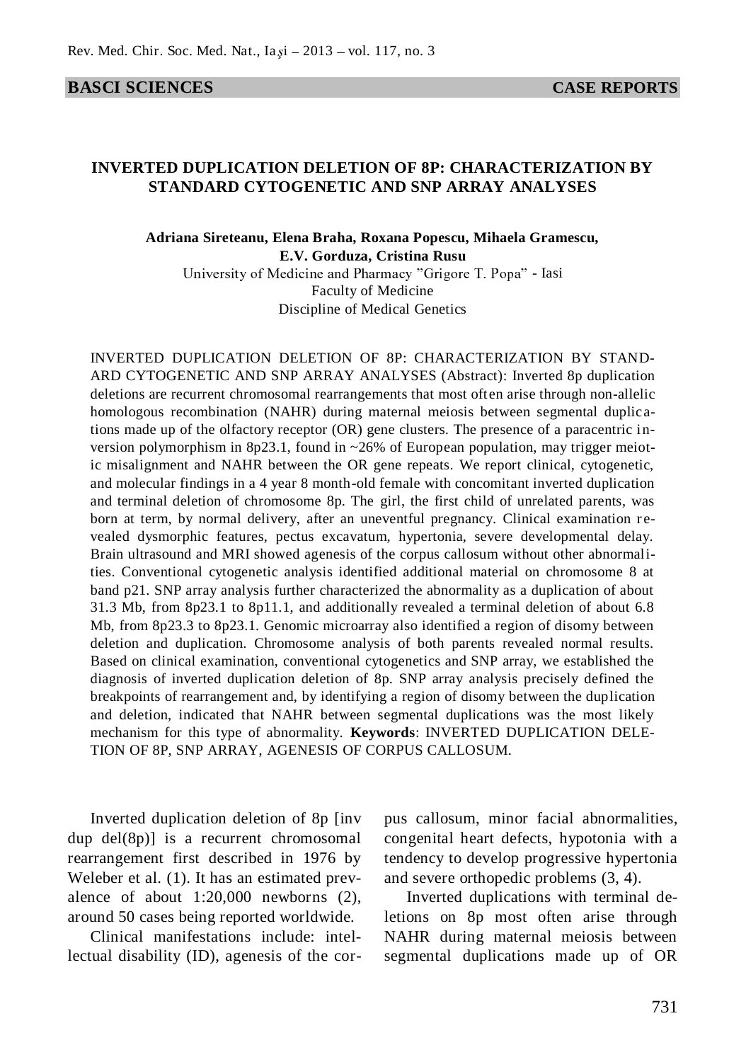BASCI SCIENCES | CASE REPORTS

# INVERTED DUPLICATION DELETION OF 8P: CHARACTERIZATION BY STANDARD CYTOGENETIC AND SNP ARRAY ANALYSES

**Adriana Sireteanu, Elena Braha, Roxana Popescu, Mihaela Gramescu, E.V. Gorduza, Cristina Rusu**

University of Medicine and Pharmacy "Grigore T. Popa" - Iasi
Faculty of Medicine
Discipline of Medical Genetics

INVERTED DUPLICATION DELETION OF 8P: CHARACTERIZATION BY STANDARD CYTOGENETIC AND SNP ARRAY ANALYSES (Abstract): Inverted 8p duplication deletions are recurrent chromosomal rearrangements that most often arise through non-allelic homologous recombination (NAHR) during maternal meiosis between segmental duplications made up of the olfactory receptor (OR) gene clusters. The presence of a paracentric inversion polymorphism in 8p23.1, found in ~26% of European population, may trigger meiotic misalignment and NAHR between the OR gene repeats. We report clinical, cytogenetic, and molecular findings in a 4 year 8 month-old female with concomitant inverted duplication and terminal deletion of chromosome 8p. The girl, the first child of unrelated parents, was born at term, by normal delivery, after an uneventful pregnancy. Clinical examination revealed dysmorphic features, pectus excavatum, hypertonia, severe developmental delay. Brain ultrasound and MRI showed agenesis of the corpus callosum without other abnormalities. Conventional cytogenetic analysis identified additional material on chromosome 8 at band p21. SNP array analysis further characterized the abnormality as a duplication of about 31.3 Mb, from 8p23.1 to 8p11.1, and additionally revealed a terminal deletion of about 6.8 Mb, from 8p23.3 to 8p23.1. Genomic microarray also identified a region of disomy between deletion and duplication. Chromosome analysis of both parents revealed normal results. Based on clinical examination, conventional cytogenetics and SNP array, we established the diagnosis of inverted duplication deletion of 8p. SNP array analysis precisely defined the breakpoints of rearrangement and, by identifying a region of disomy between the duplication and deletion, indicated that NAHR between segmental duplications was the most likely mechanism for this type of abnormality. **Keywords**: INVERTED DUPLICATION DELETION OF 8P, SNP ARRAY, AGENESIS OF CORPUS CALLOSUM.

Inverted duplication deletion of 8p [inv dup del(8p)] is a recurrent chromosomal rearrangement first described in 1976 by Weleber et al. (1). It has an estimated prevalence of about 1:20,000 newborns (2), around 50 cases being reported worldwide.

Clinical manifestations include: intellectual disability (ID), agenesis of the corpus callosum, minor facial abnormalities, congenital heart defects, hypotonia with a tendency to develop progressive hypertonia and severe orthopedic problems (3, 4).

Inverted duplications with terminal deletions on 8p most often arise through NAHR during maternal meiosis between segmental duplications made up of OR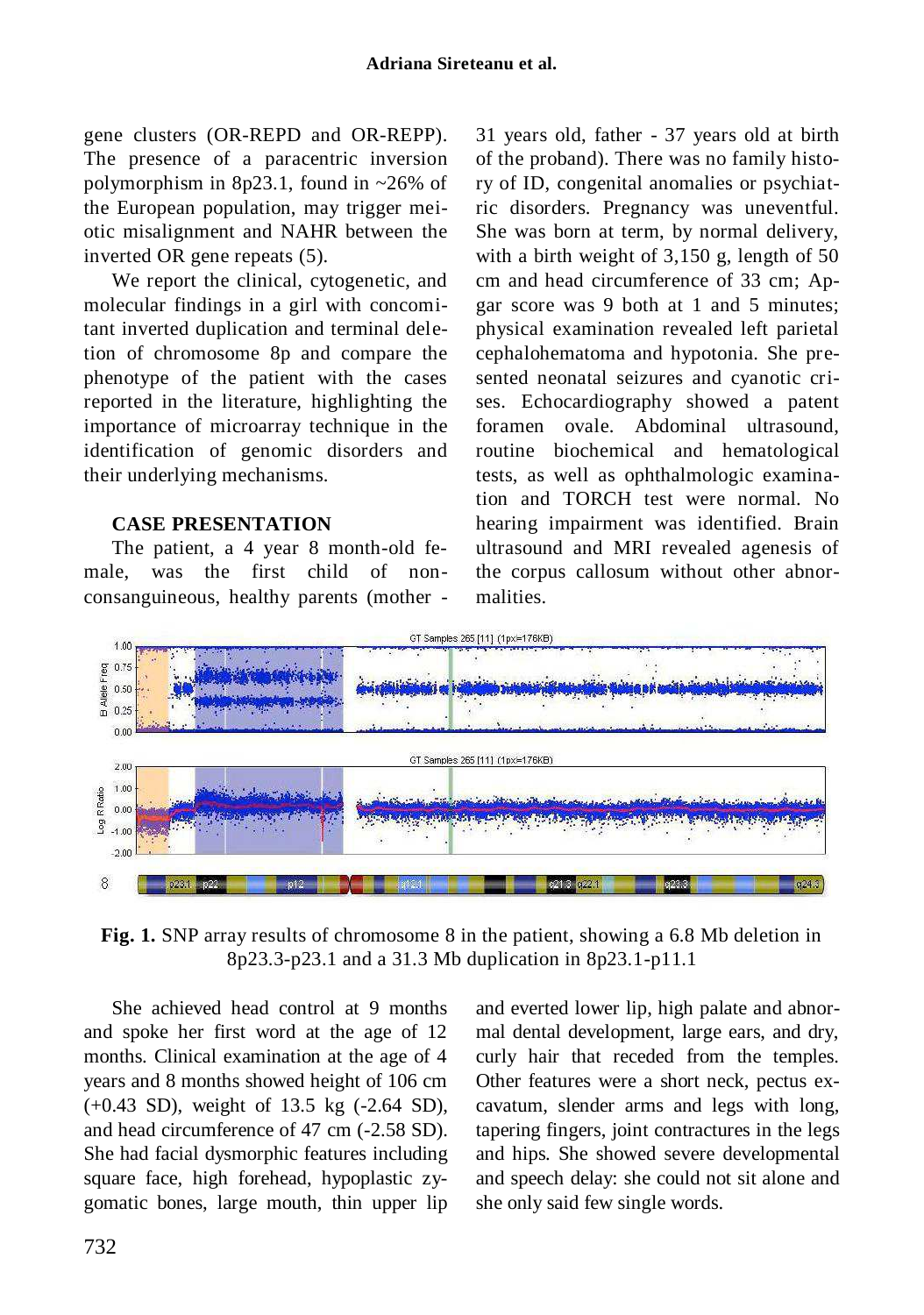gene clusters (OR-REPD and OR-REPP). The presence of a paracentric inversion polymorphism in 8p23.1, found in ~26% of the European population, may trigger meiotic misalignment and NAHR between the inverted OR gene repeats (5).

We report the clinical, cytogenetic, and molecular findings in a girl with concomitant inverted duplication and terminal deletion of chromosome 8p and compare the phenotype of the patient with the cases reported in the literature, highlighting the importance of microarray technique in the identification of genomic disorders and their underlying mechanisms.

## CASE PRESENTATION

The patient, a 4 year 8 month-old female, was the first child of non-consanguineous, healthy parents (mother - 31 years old, father - 37 years old at birth of the proband). There was no family history of ID, congenital anomalies or psychiatric disorders. Pregnancy was uneventful. She was born at term, by normal delivery, with a birth weight of 3,150 g, length of 50 cm and head circumference of 33 cm; Apgar score was 9 both at 1 and 5 minutes; physical examination revealed left parietal cephalohematoma and hypotonia. She presented neonatal seizures and cyanotic crises. Echocardiography showed a patent foramen ovale. Abdominal ultrasound, routine biochemical and hematological tests, as well as ophthalmologic examination and TORCH test were normal. No hearing impairment was identified. Brain ultrasound and MRI revealed agenesis of the corpus callosum without other abnormalities.

**Fig. 1.** SNP array results of chromosome 8 in the patient, showing a 6.8 Mb deletion in 8p23.3-p23.1 and a 31.3 Mb duplication in 8p23.1-p11.1

She achieved head control at 9 months and spoke her first word at the age of 12 months. Clinical examination at the age of 4 years and 8 months showed height of 106 cm (+0.43 SD), weight of 13.5 kg (-2.64 SD), and head circumference of 47 cm (-2.58 SD). She had facial dysmorphic features including square face, high forehead, hypoplastic zygomatic bones, large mouth, thin upper lip and everted lower lip, high palate and abnormal dental development, large ears, and dry, curly hair that receded from the temples. Other features were a short neck, pectus excavatum, slender arms and legs with long, tapering fingers, joint contractures in the legs and hips. She showed severe developmental and speech delay: she could not sit alone and she only said few single words.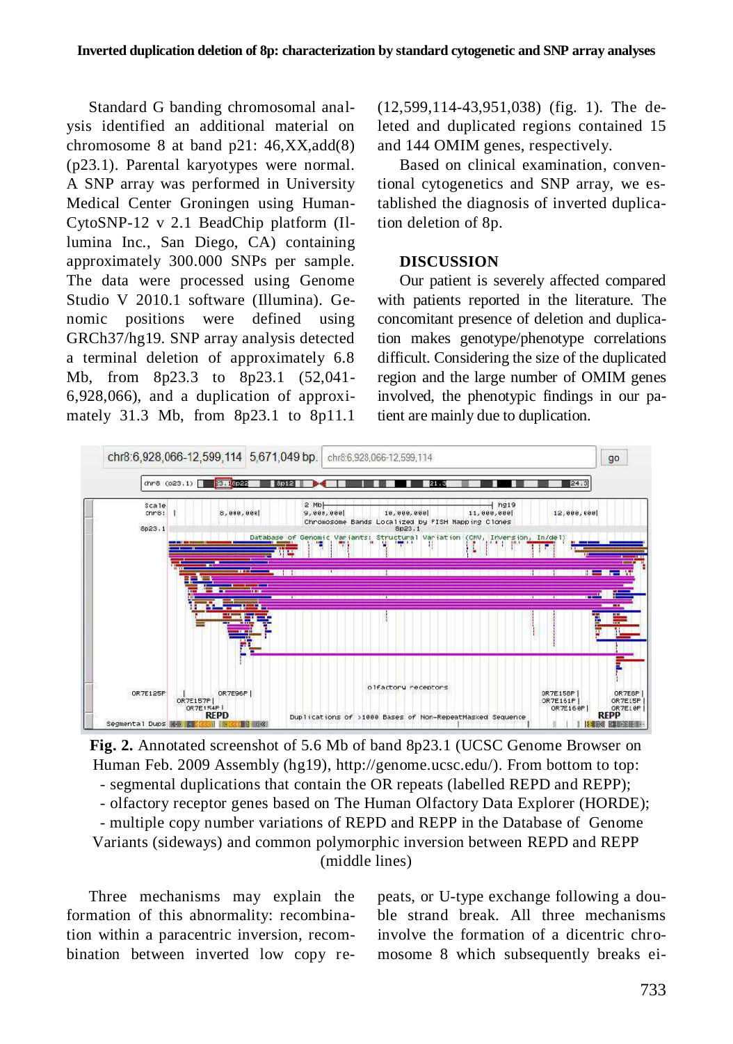Standard G banding chromosomal analysis identified an additional material on chromosome 8 at band p21: 46,XX,add(8)(p23.1). Parental karyotypes were normal. A SNP array was performed in University Medical Center Groningen using HumanCytoSNP-12 v 2.1 BeadChip platform (Illumina Inc., San Diego, CA) containing approximately 300.000 SNPs per sample. The data were processed using Genome Studio V 2010.1 software (Illumina). Genomic positions were defined using GRCh37/hg19. SNP array analysis detected a terminal deletion of approximately 6.8 Mb, from 8p23.3 to 8p23.1 (52,041-6,928,066), and a duplication of approximately 31.3 Mb, from 8p23.1 to 8p11.1 (12,599,114-43,951,038) (fig. 1). The deleted and duplicated regions contained 15 and 144 OMIM genes, respectively.

Based on clinical examination, conventional cytogenetics and SNP array, we established the diagnosis of inverted duplication deletion of 8p.

## DISCUSSION

Our patient is severely affected compared with patients reported in the literature. The concomitant presence of deletion and duplication makes genotype/phenotype correlations difficult. Considering the size of the duplicated region and the large number of OMIM genes involved, the phenotypic findings in our patient are mainly due to duplication.

**Fig. 2.** Annotated screenshot of 5.6 Mb of band 8p23.1 (UCSC Genome Browser on Human Feb. 2009 Assembly (hg19), http://genome.ucsc.edu/). From bottom to top:
- segmental duplications that contain the OR repeats (labelled REPD and REPP);
- olfactory receptor genes based on The Human Olfactory Data Explorer (HORDE);
- multiple copy number variations of REPD and REPP in the Database of Genome Variants (sideways) and common polymorphic inversion between REPD and REPP (middle lines)

Three mechanisms may explain the formation of this abnormality: recombination within a paracentric inversion, recombination between inverted low copy repeats, or U-type exchange following a double strand break. All three mechanisms involve the formation of a dicentric chromosome 8 which subsequently breaks ei-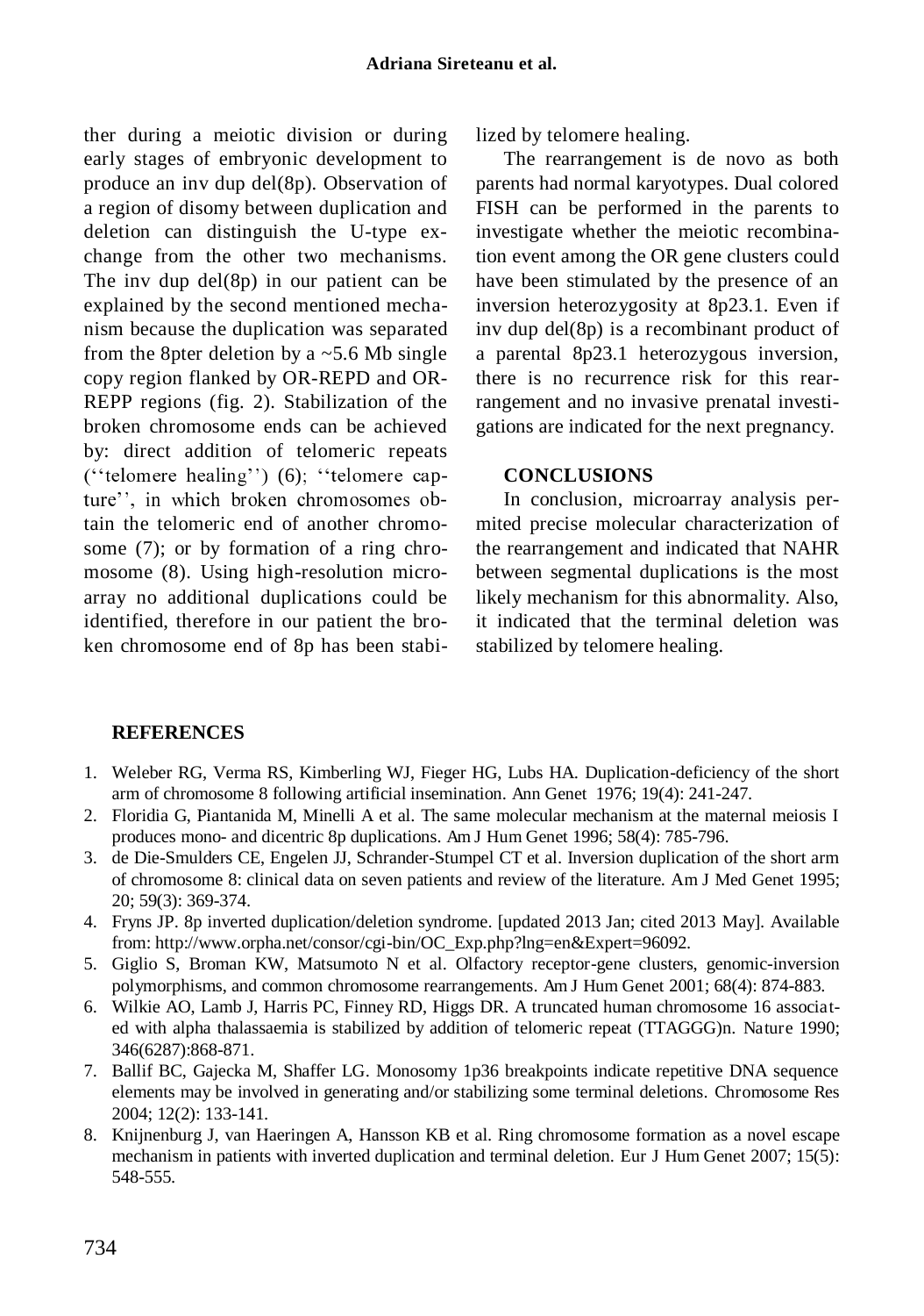ther during a meiotic division or during early stages of embryonic development to produce an inv dup del(8p). Observation of a region of disomy between duplication and deletion can distinguish the U-type exchange from the other two mechanisms. The inv dup del(8p) in our patient can be explained by the second mentioned mechanism because the duplication was separated from the 8pter deletion by a ~5.6 Mb single copy region flanked by OR-REPD and OR-REPP regions (fig. 2). Stabilization of the broken chromosome ends can be achieved by: direct addition of telomeric repeats (''telomere healing'') (6); ''telomere capture'', in which broken chromosomes obtain the telomeric end of another chromosome (7); or by formation of a ring chromosome (8). Using high-resolution microarray no additional duplications could be identified, therefore in our patient the broken chromosome end of 8p has been stabilized by telomere healing.

The rearrangement is de novo as both parents had normal karyotypes. Dual colored FISH can be performed in the parents to investigate whether the meiotic recombination event among the OR gene clusters could have been stimulated by the presence of an inversion heterozygosity at 8p23.1. Even if inv dup del(8p) is a recombinant product of a parental 8p23.1 heterozygous inversion, there is no recurrence risk for this rearrangement and no invasive prenatal investigations are indicated for the next pregnancy.

## CONCLUSIONS

In conclusion, microarray analysis permited precise molecular characterization of the rearrangement and indicated that NAHR between segmental duplications is the most likely mechanism for this abnormality. Also, it indicated that the terminal deletion was stabilized by telomere healing.

## REFERENCES

1. Weleber RG, Verma RS, Kimberling WJ, Fieger HG, Lubs HA. Duplication-deficiency of the short arm of chromosome 8 following artificial insemination. Ann Genet 1976; 19(4): 241-247.
2. Floridia G, Piantanida M, Minelli A et al. The same molecular mechanism at the maternal meiosis I produces mono- and dicentric 8p duplications. Am J Hum Genet 1996; 58(4): 785-796.
3. de Die-Smulders CE, Engelen JJ, Schrander-Stumpel CT et al. Inversion duplication of the short arm of chromosome 8: clinical data on seven patients and review of the literature. Am J Med Genet 1995; 20; 59(3): 369-374.
4. Fryns JP. 8p inverted duplication/deletion syndrome. [updated 2013 Jan; cited 2013 May]. Available from: http://www.orpha.net/consor/cgi-bin/OC_Exp.php?lng=en&Expert=96092.
5. Giglio S, Broman KW, Matsumoto N et al. Olfactory receptor-gene clusters, genomic-inversion polymorphisms, and common chromosome rearrangements. Am J Hum Genet 2001; 68(4): 874-883.
6. Wilkie AO, Lamb J, Harris PC, Finney RD, Higgs DR. A truncated human chromosome 16 associated with alpha thalassaemia is stabilized by addition of telomeric repeat (TTAGGG)n. Nature 1990; 346(6287):868-871.
7. Ballif BC, Gajecka M, Shaffer LG. Monosomy 1p36 breakpoints indicate repetitive DNA sequence elements may be involved in generating and/or stabilizing some terminal deletions. Chromosome Res 2004; 12(2): 133-141.
8. Knijnenburg J, van Haeringen A, Hansson KB et al. Ring chromosome formation as a novel escape mechanism in patients with inverted duplication and terminal deletion. Eur J Hum Genet 2007; 15(5): 548-555.